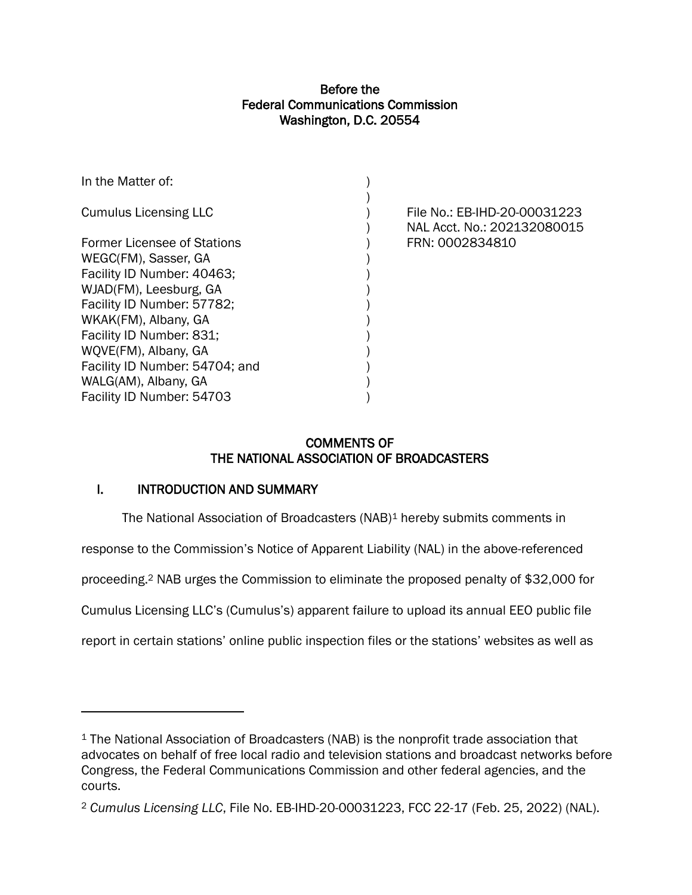**Before the**
**Federal Communications Commission**
**Washington, D.C. 20554**

| | | |
|---|---|---|
| In the Matter of: | ) | |
| | ) | |
| Cumulus Licensing LLC | ) | File No.: EB-IHD-20-00031223 |
| | ) | NAL Acct. No.: 202132080015 |
| Former Licensee of Stations | ) | FRN: 0002834810 |
| WEGC(FM), Sasser, GA | ) | |
| Facility ID Number: 40463; | ) | |
| WJAD(FM), Leesburg, GA | ) | |
| Facility ID Number: 57782; | ) | |
| WKAK(FM), Albany, GA | ) | |
| Facility ID Number: 831; | ) | |
| WQVE(FM), Albany, GA | ) | |
| Facility ID Number: 54704; and | ) | |
| WALG(AM), Albany, GA | ) | |
| Facility ID Number: 54703 | ) | |

# COMMENTS OF THE NATIONAL ASSOCIATION OF BROADCASTERS

## I. INTRODUCTION AND SUMMARY

The National Association of Broadcasters (NAB)[1] hereby submits comments in response to the Commission's Notice of Apparent Liability (NAL) in the above-referenced proceeding.[2] NAB urges the Commission to eliminate the proposed penalty of $32,000 for Cumulus Licensing LLC's (Cumulus's) apparent failure to upload its annual EEO public file report in certain stations' online public inspection files or the stations' websites as well as

---

[1] The National Association of Broadcasters (NAB) is the nonprofit trade association that advocates on behalf of free local radio and television stations and broadcast networks before Congress, the Federal Communications Commission and other federal agencies, and the courts.

[2] *Cumulus Licensing LLC*, File No. EB-IHD-20-00031223, FCC 22-17 (Feb. 25, 2022) (NAL).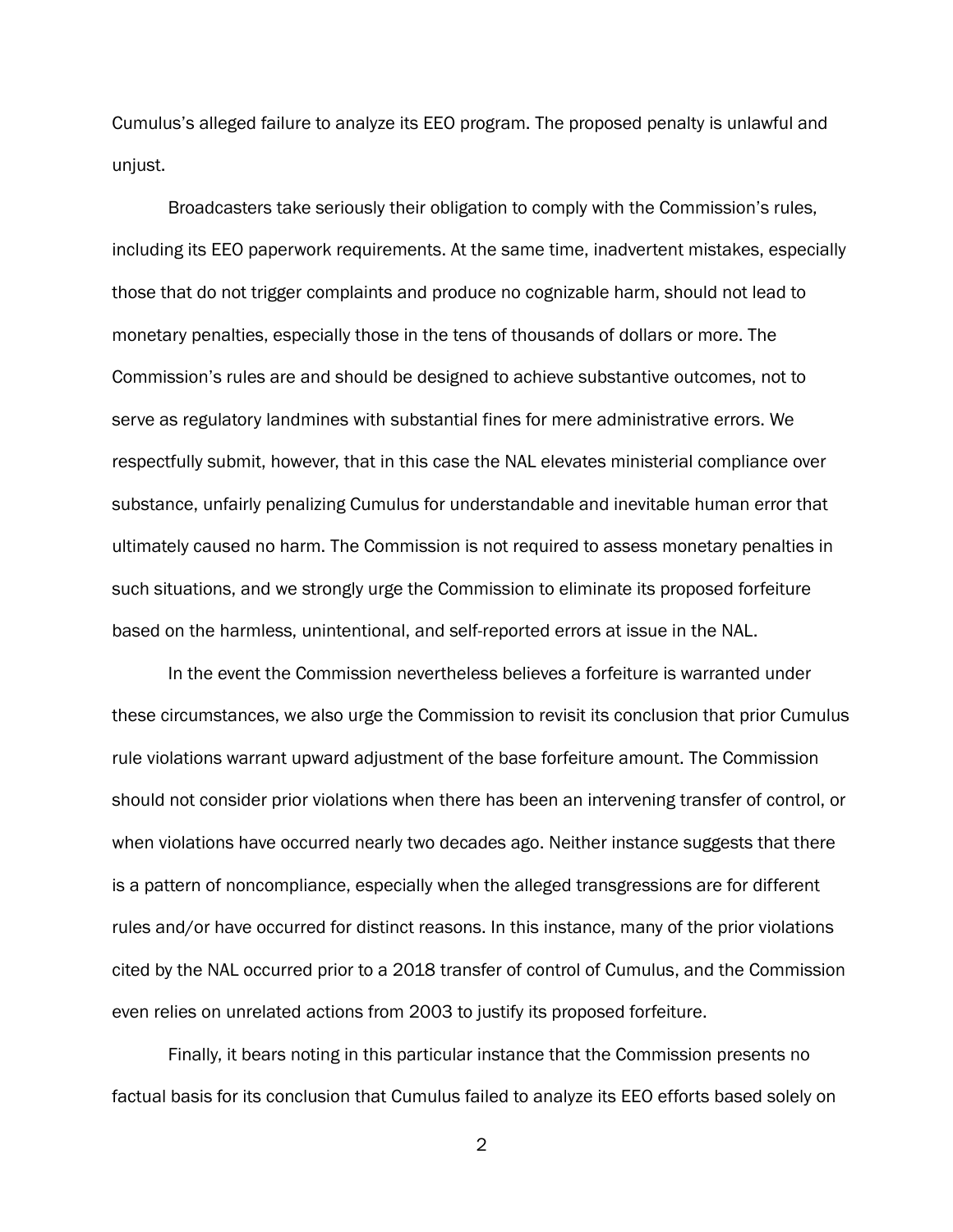Cumulus's alleged failure to analyze its EEO program. The proposed penalty is unlawful and unjust.

Broadcasters take seriously their obligation to comply with the Commission's rules, including its EEO paperwork requirements. At the same time, inadvertent mistakes, especially those that do not trigger complaints and produce no cognizable harm, should not lead to monetary penalties, especially those in the tens of thousands of dollars or more. The Commission's rules are and should be designed to achieve substantive outcomes, not to serve as regulatory landmines with substantial fines for mere administrative errors. We respectfully submit, however, that in this case the NAL elevates ministerial compliance over substance, unfairly penalizing Cumulus for understandable and inevitable human error that ultimately caused no harm. The Commission is not required to assess monetary penalties in such situations, and we strongly urge the Commission to eliminate its proposed forfeiture based on the harmless, unintentional, and self-reported errors at issue in the NAL.

In the event the Commission nevertheless believes a forfeiture is warranted under these circumstances, we also urge the Commission to revisit its conclusion that prior Cumulus rule violations warrant upward adjustment of the base forfeiture amount. The Commission should not consider prior violations when there has been an intervening transfer of control, or when violations have occurred nearly two decades ago. Neither instance suggests that there is a pattern of noncompliance, especially when the alleged transgressions are for different rules and/or have occurred for distinct reasons. In this instance, many of the prior violations cited by the NAL occurred prior to a 2018 transfer of control of Cumulus, and the Commission even relies on unrelated actions from 2003 to justify its proposed forfeiture.

Finally, it bears noting in this particular instance that the Commission presents no factual basis for its conclusion that Cumulus failed to analyze its EEO efforts based solely on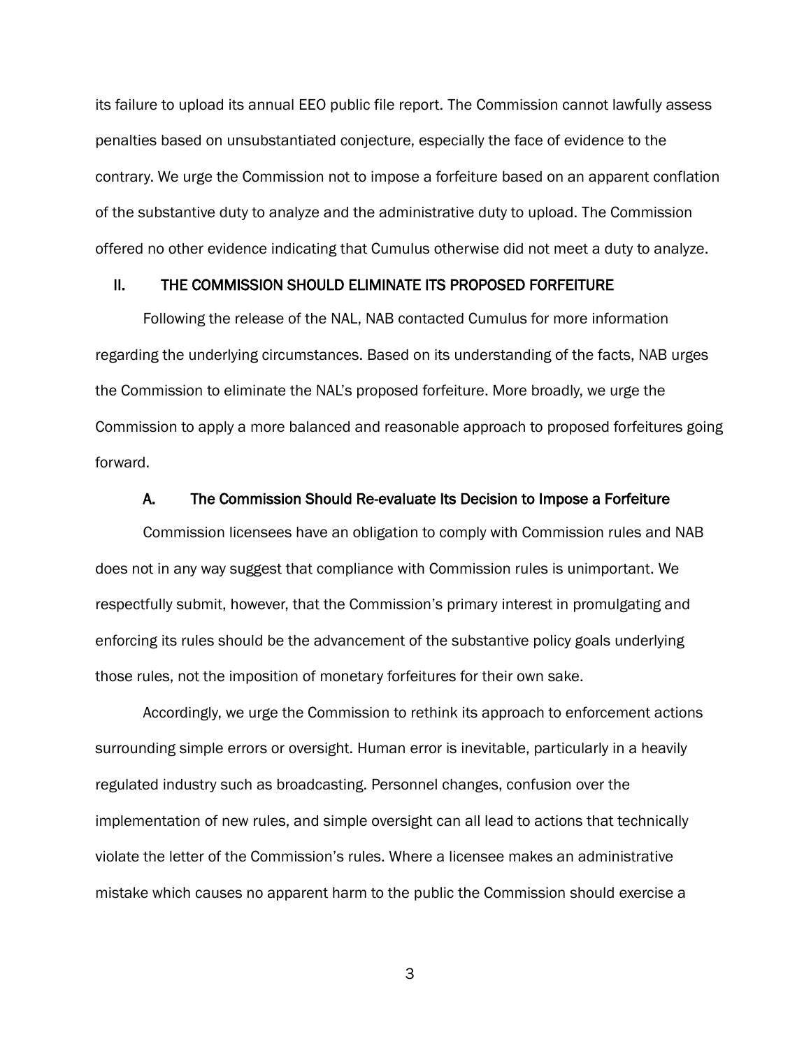its failure to upload its annual EEO public file report. The Commission cannot lawfully assess penalties based on unsubstantiated conjecture, especially the face of evidence to the contrary. We urge the Commission not to impose a forfeiture based on an apparent conflation of the substantive duty to analyze and the administrative duty to upload. The Commission offered no other evidence indicating that Cumulus otherwise did not meet a duty to analyze.

## II. THE COMMISSION SHOULD ELIMINATE ITS PROPOSED FORFEITURE

Following the release of the NAL, NAB contacted Cumulus for more information regarding the underlying circumstances. Based on its understanding of the facts, NAB urges the Commission to eliminate the NAL's proposed forfeiture. More broadly, we urge the Commission to apply a more balanced and reasonable approach to proposed forfeitures going forward.

### A. The Commission Should Re-evaluate Its Decision to Impose a Forfeiture

Commission licensees have an obligation to comply with Commission rules and NAB does not in any way suggest that compliance with Commission rules is unimportant. We respectfully submit, however, that the Commission's primary interest in promulgating and enforcing its rules should be the advancement of the substantive policy goals underlying those rules, not the imposition of monetary forfeitures for their own sake.

Accordingly, we urge the Commission to rethink its approach to enforcement actions surrounding simple errors or oversight. Human error is inevitable, particularly in a heavily regulated industry such as broadcasting. Personnel changes, confusion over the implementation of new rules, and simple oversight can all lead to actions that technically violate the letter of the Commission's rules. Where a licensee makes an administrative mistake which causes no apparent harm to the public the Commission should exercise a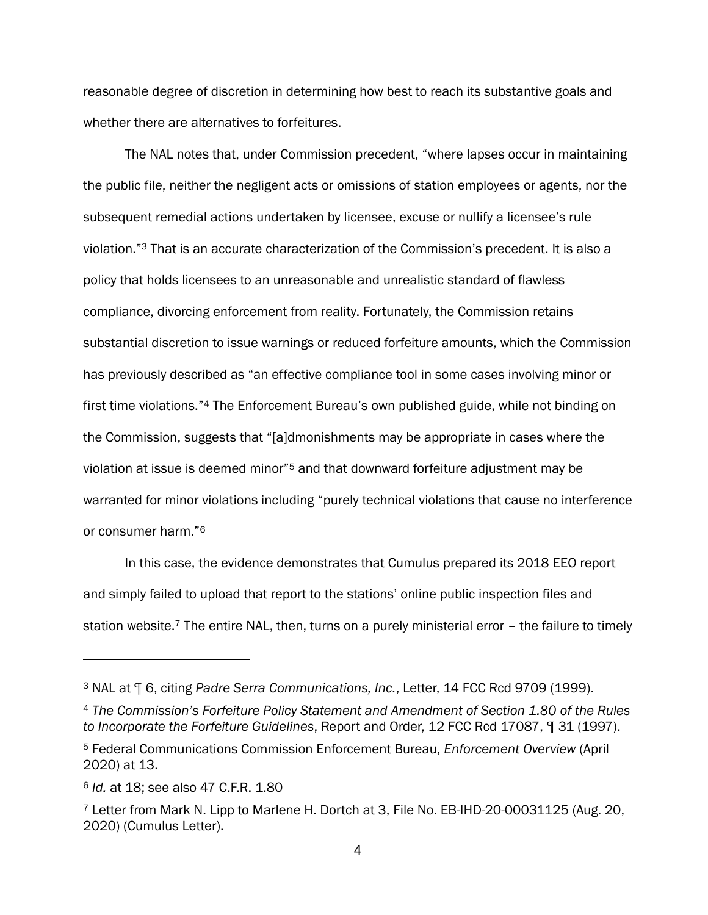reasonable degree of discretion in determining how best to reach its substantive goals and whether there are alternatives to forfeitures.

The NAL notes that, under Commission precedent, "where lapses occur in maintaining the public file, neither the negligent acts or omissions of station employees or agents, nor the subsequent remedial actions undertaken by licensee, excuse or nullify a licensee's rule violation."[3] That is an accurate characterization of the Commission's precedent. It is also a policy that holds licensees to an unreasonable and unrealistic standard of flawless compliance, divorcing enforcement from reality. Fortunately, the Commission retains substantial discretion to issue warnings or reduced forfeiture amounts, which the Commission has previously described as "an effective compliance tool in some cases involving minor or first time violations."[4] The Enforcement Bureau's own published guide, while not binding on the Commission, suggests that "[a]dmonishments may be appropriate in cases where the violation at issue is deemed minor"[5] and that downward forfeiture adjustment may be warranted for minor violations including "purely technical violations that cause no interference or consumer harm."[6]

In this case, the evidence demonstrates that Cumulus prepared its 2018 EEO report and simply failed to upload that report to the stations' online public inspection files and station website.[7] The entire NAL, then, turns on a purely ministerial error – the failure to timely

---

[3] NAL at ¶ 6, citing *Padre Serra Communications, Inc.*, Letter, 14 FCC Rcd 9709 (1999).

[4] *The Commission's Forfeiture Policy Statement and Amendment of Section 1.80 of the Rules to Incorporate the Forfeiture Guidelines*, Report and Order, 12 FCC Rcd 17087, ¶ 31 (1997).

[5] Federal Communications Commission Enforcement Bureau, *Enforcement Overview* (April 2020) at 13.

[6] *Id.* at 18; see also 47 C.F.R. 1.80

[7] Letter from Mark N. Lipp to Marlene H. Dortch at 3, File No. EB-IHD-20-00031125 (Aug. 20, 2020) (Cumulus Letter).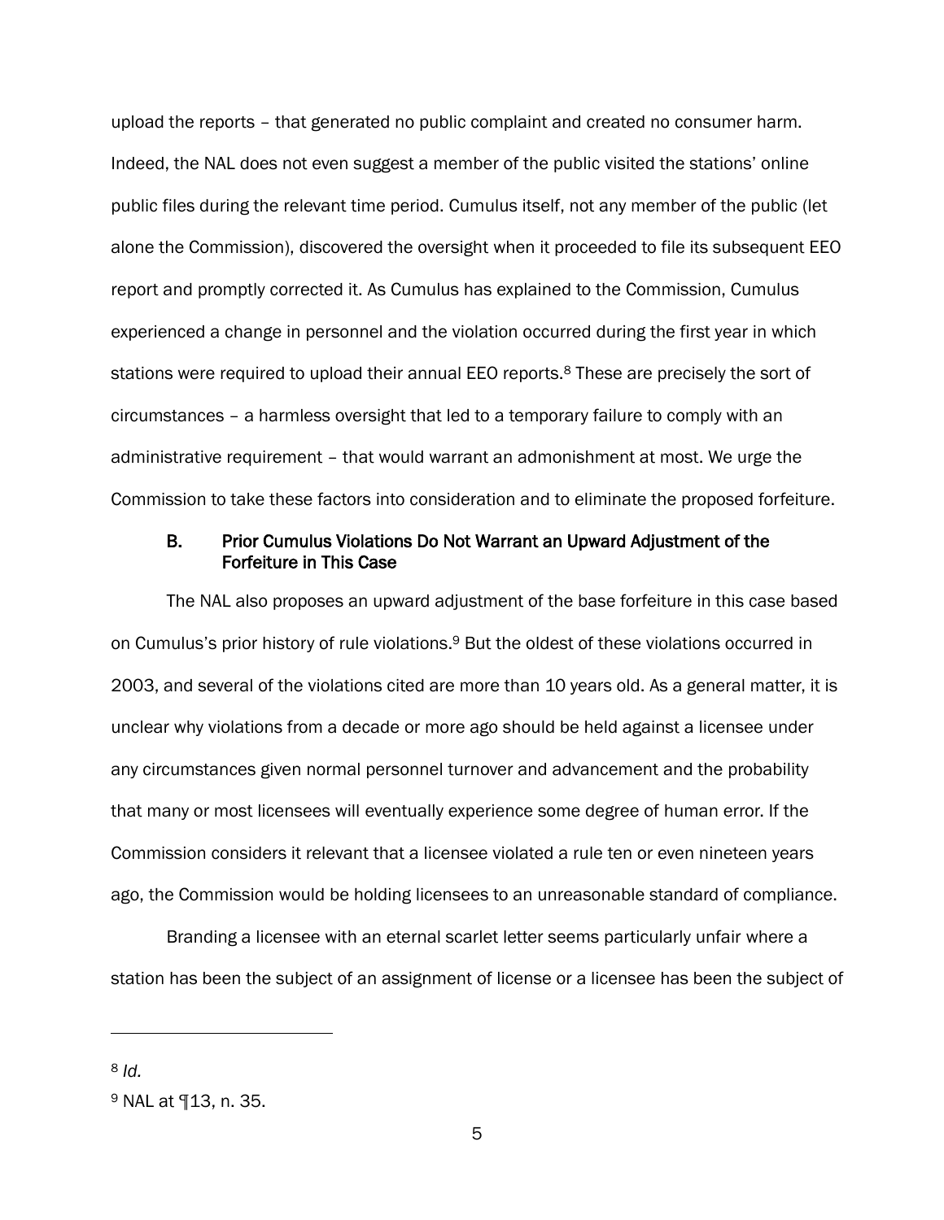upload the reports – that generated no public complaint and created no consumer harm. Indeed, the NAL does not even suggest a member of the public visited the stations' online public files during the relevant time period. Cumulus itself, not any member of the public (let alone the Commission), discovered the oversight when it proceeded to file its subsequent EEO report and promptly corrected it. As Cumulus has explained to the Commission, Cumulus experienced a change in personnel and the violation occurred during the first year in which stations were required to upload their annual EEO reports.[8] These are precisely the sort of circumstances – a harmless oversight that led to a temporary failure to comply with an administrative requirement – that would warrant an admonishment at most. We urge the Commission to take these factors into consideration and to eliminate the proposed forfeiture.

### B. Prior Cumulus Violations Do Not Warrant an Upward Adjustment of the Forfeiture in This Case

The NAL also proposes an upward adjustment of the base forfeiture in this case based on Cumulus's prior history of rule violations.[9] But the oldest of these violations occurred in 2003, and several of the violations cited are more than 10 years old. As a general matter, it is unclear why violations from a decade or more ago should be held against a licensee under any circumstances given normal personnel turnover and advancement and the probability that many or most licensees will eventually experience some degree of human error. If the Commission considers it relevant that a licensee violated a rule ten or even nineteen years ago, the Commission would be holding licensees to an unreasonable standard of compliance.

Branding a licensee with an eternal scarlet letter seems particularly unfair where a station has been the subject of an assignment of license or a licensee has been the subject of

---

[8] *Id.*

[9] NAL at ¶13, n. 35.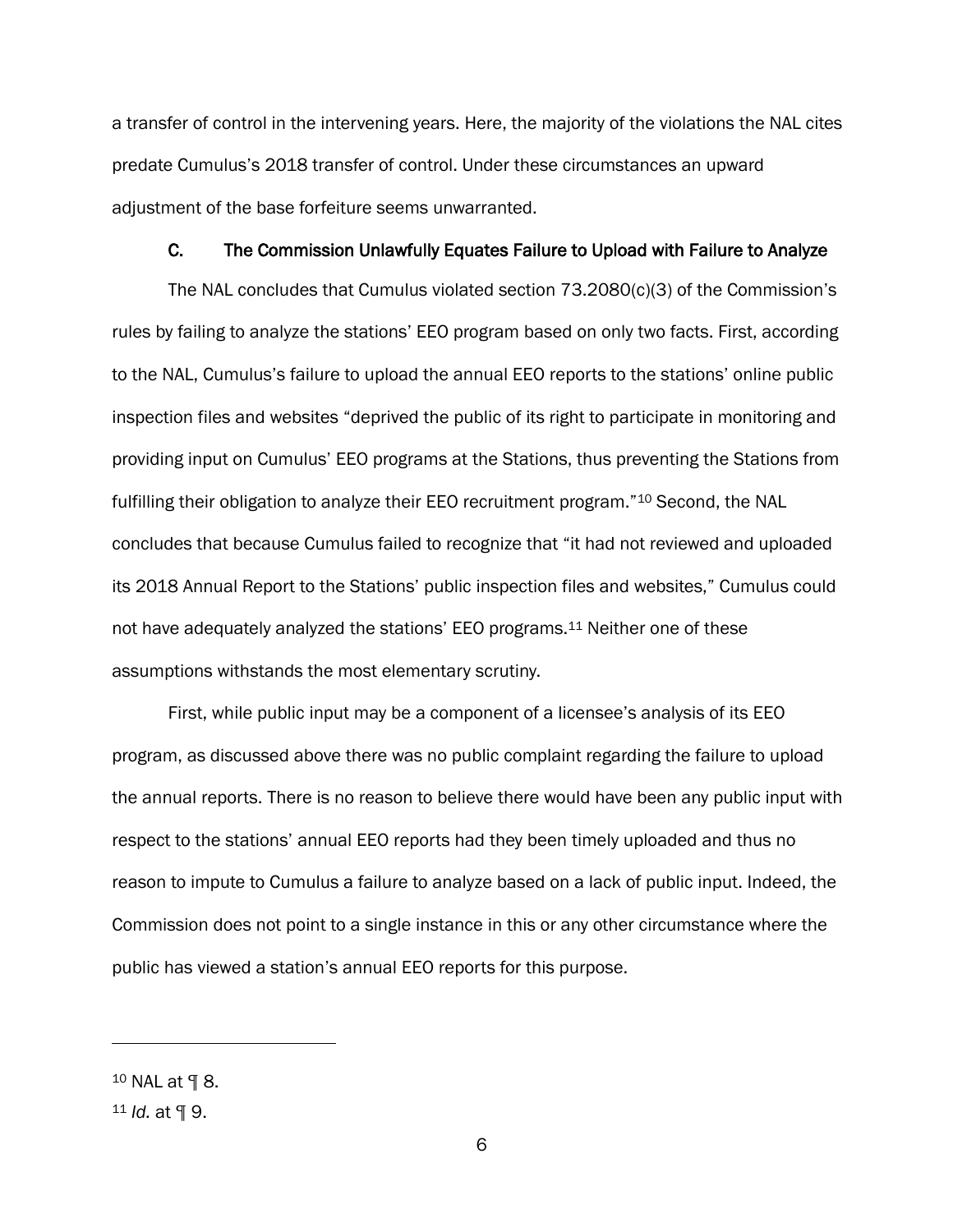a transfer of control in the intervening years. Here, the majority of the violations the NAL cites predate Cumulus's 2018 transfer of control. Under these circumstances an upward adjustment of the base forfeiture seems unwarranted.

### C. The Commission Unlawfully Equates Failure to Upload with Failure to Analyze

The NAL concludes that Cumulus violated section 73.2080(c)(3) of the Commission's rules by failing to analyze the stations' EEO program based on only two facts. First, according to the NAL, Cumulus's failure to upload the annual EEO reports to the stations' online public inspection files and websites "deprived the public of its right to participate in monitoring and providing input on Cumulus' EEO programs at the Stations, thus preventing the Stations from fulfilling their obligation to analyze their EEO recruitment program."[10] Second, the NAL concludes that because Cumulus failed to recognize that "it had not reviewed and uploaded its 2018 Annual Report to the Stations' public inspection files and websites," Cumulus could not have adequately analyzed the stations' EEO programs.[11] Neither one of these assumptions withstands the most elementary scrutiny.

First, while public input may be a component of a licensee's analysis of its EEO program, as discussed above there was no public complaint regarding the failure to upload the annual reports. There is no reason to believe there would have been any public input with respect to the stations' annual EEO reports had they been timely uploaded and thus no reason to impute to Cumulus a failure to analyze based on a lack of public input. Indeed, the Commission does not point to a single instance in this or any other circumstance where the public has viewed a station's annual EEO reports for this purpose.

---

[10] NAL at ¶ 8.

[11] *Id.* at ¶ 9.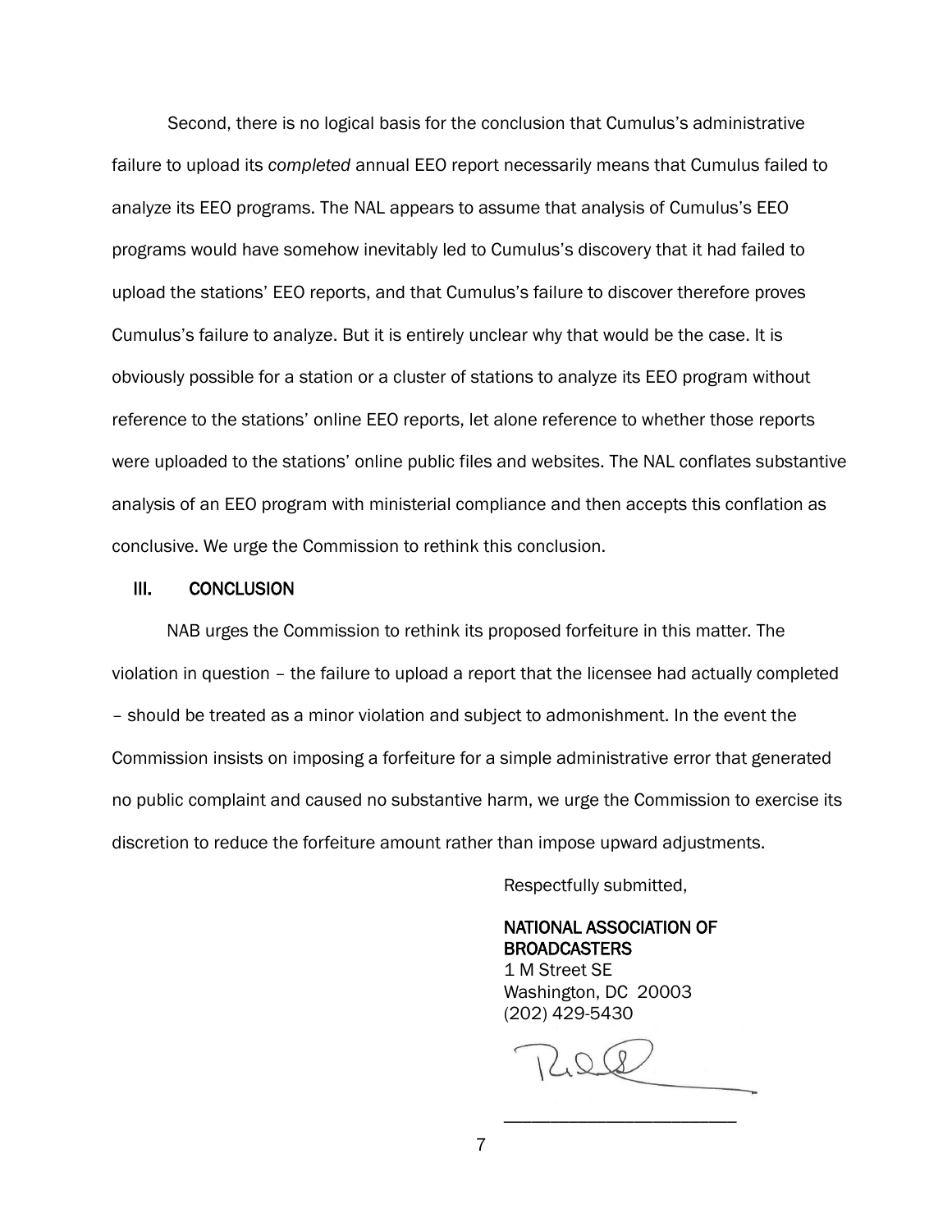Second, there is no logical basis for the conclusion that Cumulus's administrative failure to upload its *completed* annual EEO report necessarily means that Cumulus failed to analyze its EEO programs. The NAL appears to assume that analysis of Cumulus's EEO programs would have somehow inevitably led to Cumulus's discovery that it had failed to upload the stations' EEO reports, and that Cumulus's failure to discover therefore proves Cumulus's failure to analyze. But it is entirely unclear why that would be the case. It is obviously possible for a station or a cluster of stations to analyze its EEO program without reference to the stations' online EEO reports, let alone reference to whether those reports were uploaded to the stations' online public files and websites. The NAL conflates substantive analysis of an EEO program with ministerial compliance and then accepts this conflation as conclusive. We urge the Commission to rethink this conclusion.

## III. CONCLUSION

NAB urges the Commission to rethink its proposed forfeiture in this matter. The violation in question – the failure to upload a report that the licensee had actually completed – should be treated as a minor violation and subject to admonishment. In the event the Commission insists on imposing a forfeiture for a simple administrative error that generated no public complaint and caused no substantive harm, we urge the Commission to exercise its discretion to reduce the forfeiture amount rather than impose upward adjustments.

Respectfully submitted,

NATIONAL ASSOCIATION OF BROADCASTERS
1 M Street SE
Washington, DC 20003
(202) 429-5430

\_\_\_\_\_\_\_\_\_\_\_\_\_\_\_\_\_\_\_\_\_\_\_\_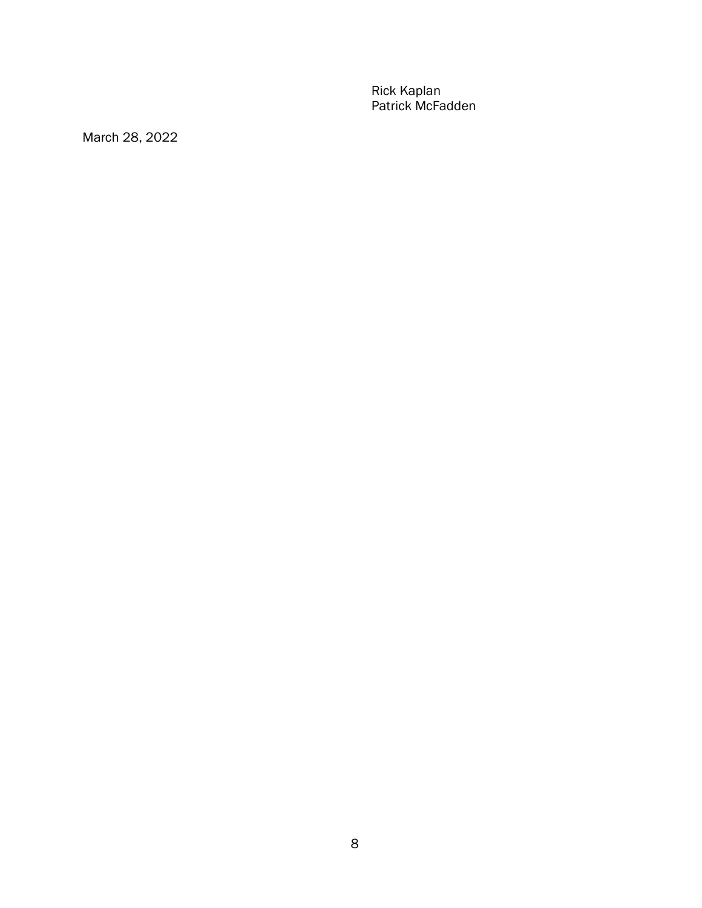Rick Kaplan
Patrick McFadden

March 28, 2022